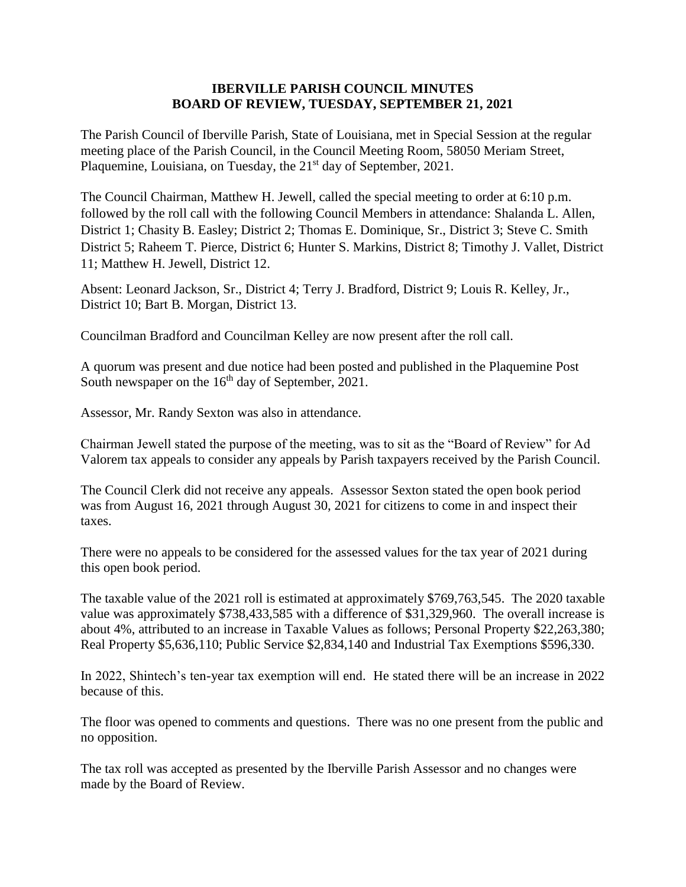# IBERVILLE PARISH COUNCIL MINUTES
# BOARD OF REVIEW, TUESDAY, SEPTEMBER 21, 2021

The Parish Council of Iberville Parish, State of Louisiana, met in Special Session at the regular meeting place of the Parish Council, in the Council Meeting Room, 58050 Meriam Street, Plaquemine, Louisiana, on Tuesday, the 21st day of September, 2021.

The Council Chairman, Matthew H. Jewell, called the special meeting to order at 6:10 p.m. followed by the roll call with the following Council Members in attendance: Shalanda L. Allen, District 1; Chasity B. Easley; District 2; Thomas E. Dominique, Sr., District 3; Steve C. Smith District 5; Raheem T. Pierce, District 6; Hunter S. Markins, District 8; Timothy J. Vallet, District 11; Matthew H. Jewell, District 12.

Absent: Leonard Jackson, Sr., District 4; Terry J. Bradford, District 9; Louis R. Kelley, Jr., District 10; Bart B. Morgan, District 13.

Councilman Bradford and Councilman Kelley are now present after the roll call.

A quorum was present and due notice had been posted and published in the Plaquemine Post South newspaper on the 16th day of September, 2021.

Assessor, Mr. Randy Sexton was also in attendance.

Chairman Jewell stated the purpose of the meeting, was to sit as the "Board of Review" for Ad Valorem tax appeals to consider any appeals by Parish taxpayers received by the Parish Council.

The Council Clerk did not receive any appeals. Assessor Sexton stated the open book period was from August 16, 2021 through August 30, 2021 for citizens to come in and inspect their taxes.

There were no appeals to be considered for the assessed values for the tax year of 2021 during this open book period.

The taxable value of the 2021 roll is estimated at approximately $769,763,545. The 2020 taxable value was approximately $738,433,585 with a difference of $31,329,960. The overall increase is about 4%, attributed to an increase in Taxable Values as follows; Personal Property $22,263,380; Real Property $5,636,110; Public Service $2,834,140 and Industrial Tax Exemptions $596,330.

In 2022, Shintech's ten-year tax exemption will end. He stated there will be an increase in 2022 because of this.

The floor was opened to comments and questions. There was no one present from the public and no opposition.

The tax roll was accepted as presented by the Iberville Parish Assessor and no changes were made by the Board of Review.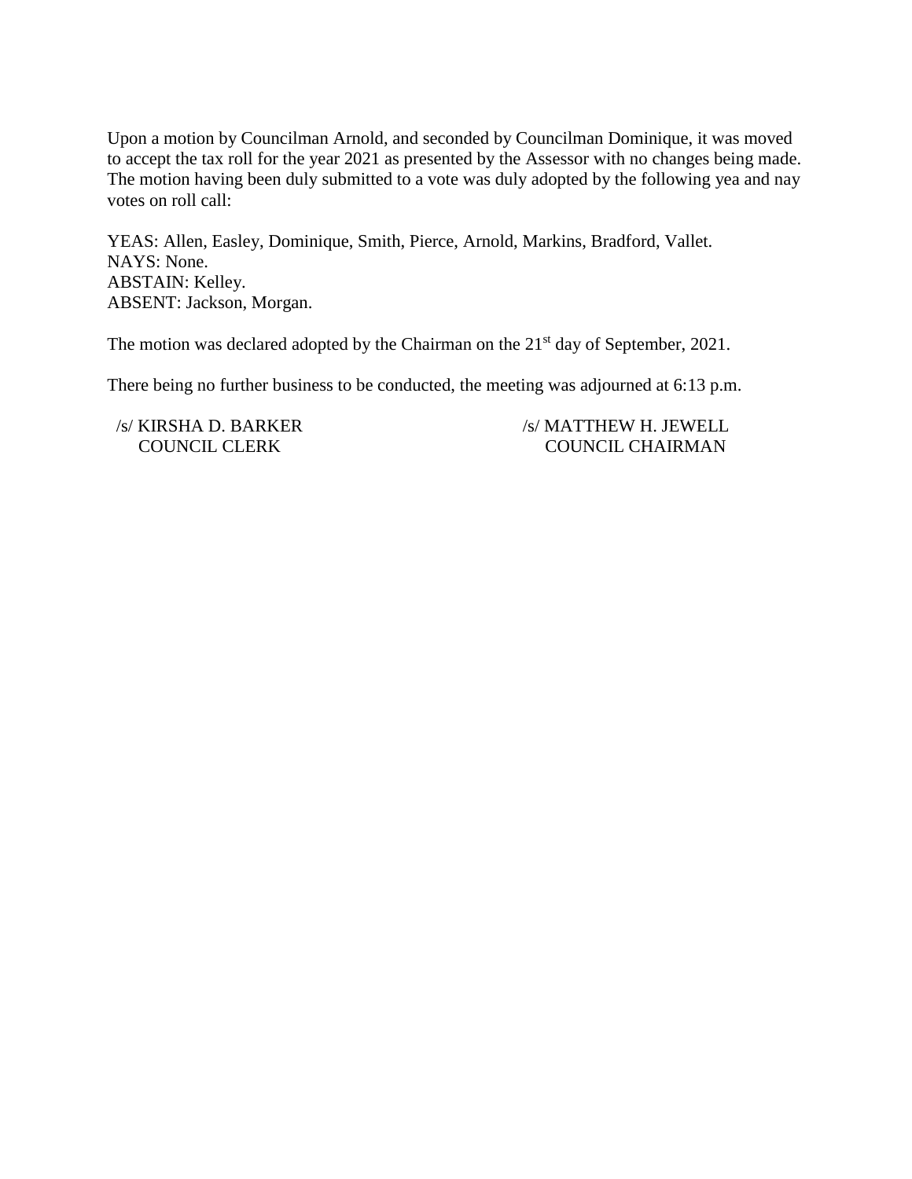Upon a motion by Councilman Arnold, and seconded by Councilman Dominique, it was moved to accept the tax roll for the year 2021 as presented by the Assessor with no changes being made. The motion having been duly submitted to a vote was duly adopted by the following yea and nay votes on roll call:

YEAS: Allen, Easley, Dominique, Smith, Pierce, Arnold, Markins, Bradford, Vallet.
NAYS: None.
ABSTAIN: Kelley.
ABSENT: Jackson, Morgan.

The motion was declared adopted by the Chairman on the 21st day of September, 2021.

There being no further business to be conducted, the meeting was adjourned at 6:13 p.m.

/s/ KIRSHA D. BARKER
COUNCIL CLERK

/s/ MATTHEW H. JEWELL
COUNCIL CHAIRMAN